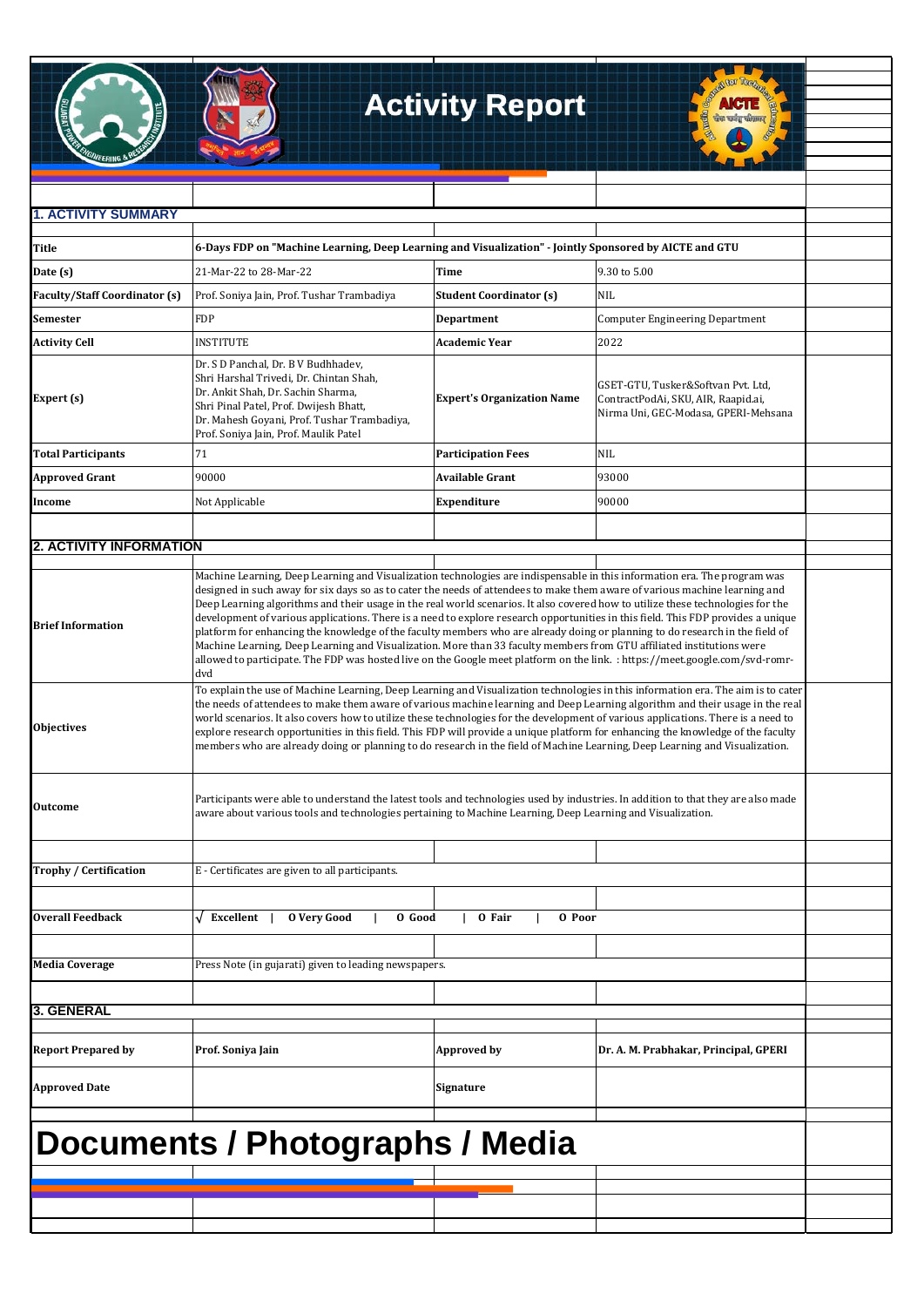# Activity Report

## 1. ACTIVITY SUMMARY

| | | | |
|---|---|---|---|
| **Title** | **6-Days FDP on "Machine Learning, Deep Learning and Visualization" - Jointly Sponsored by AICTE and GTU** | | |
| **Date (s)** | 21-Mar-22 to 28-Mar-22 | **Time** | 9.30 to 5.00 |
| **Faculty/Staff Coordinator (s)** | Prof. Soniya Jain, Prof. Tushar Trambadiya | **Student Coordinator (s)** | NIL |
| **Semester** | FDP | **Department** | Computer Engineering Department |
| **Activity Cell** | INSTITUTE | **Academic Year** | 2022 |
| **Expert (s)** | Dr. S D Panchal, Dr. B V Budhhadev, Shri Harshal Trivedi, Dr. Chintan Shah, Dr. Ankit Shah, Dr. Sachin Sharma, Shri Pinal Patel, Prof. Dwijesh Bhatt, Dr. Mahesh Goyani, Prof. Tushar Trambadiya, Prof. Soniya Jain, Prof. Maulik Patel | **Expert's Organization Name** | GSET-GTU, Tusker&Softvan Pvt. Ltd, ContractPodAi, SKU, AIR, Raapid.ai, Nirma Uni, GEC-Modasa, GPERI-Mehsana |
| **Total Participants** | 71 | **Participation Fees** | NIL |
| **Approved Grant** | 90000 | **Available Grant** | 93000 |
| **Income** | Not Applicable | **Expenditure** | 90000 |

## 2. ACTIVITY INFORMATION

| | |
|---|---|
| **Brief Information** | Machine Learning, Deep Learning and Visualization technologies are indispensable in this information era. The program was designed in such away for six days so as to cater the needs of attendees to make them aware of various machine learning and Deep Learning algorithms and their usage in the real world scenarios. It also covered how to utilize these technologies for the development of various applications. There is a need to explore research opportunities in this field. This FDP provides a unique platform for enhancing the knowledge of the faculty members who are already doing or planning to do research in the field of Machine Learning, Deep Learning and Visualization. More than 33 faculty members from GTU affiliated institutions were allowed to participate. The FDP was hosted live on the Google meet platform on the link. : https://meet.google.com/svd-romr-dvd |
| **Objectives** | To explain the use of Machine Learning, Deep Learning and Visualization technologies in this information era. The aim is to cater the needs of attendees to make them aware of various machine learning and Deep Learning algorithm and their usage in the real world scenarios. It also covers how to utilize these technologies for the development of various applications. There is a need to explore research opportunities in this field. This FDP will provide a unique platform for enhancing the knowledge of the faculty members who are already doing or planning to do research in the field of Machine Learning, Deep Learning and Visualization. |
| **Outcome** | Participants were able to understand the latest tools and technologies used by industries. In addition to that they are also made aware about various tools and technologies pertaining to Machine Learning, Deep Learning and Visualization. |
| **Trophy / Certification** | E - Certificates are given to all participants. |
| **Overall Feedback** | √ **Excellent** \| **O Very Good** \| **O Good** \| **O Fair** \| **O Poor** |
| **Media Coverage** | Press Note (in gujarati) given to leading newspapers. |

## 3. GENERAL

| | | | |
|---|---|---|---|
| **Report Prepared by** | **Prof. Soniya Jain** | **Approved by** | **Dr. A. M. Prabhakar, Principal, GPERI** |
| **Approved Date** | | **Signature** | |

# Documents / Photographs / Media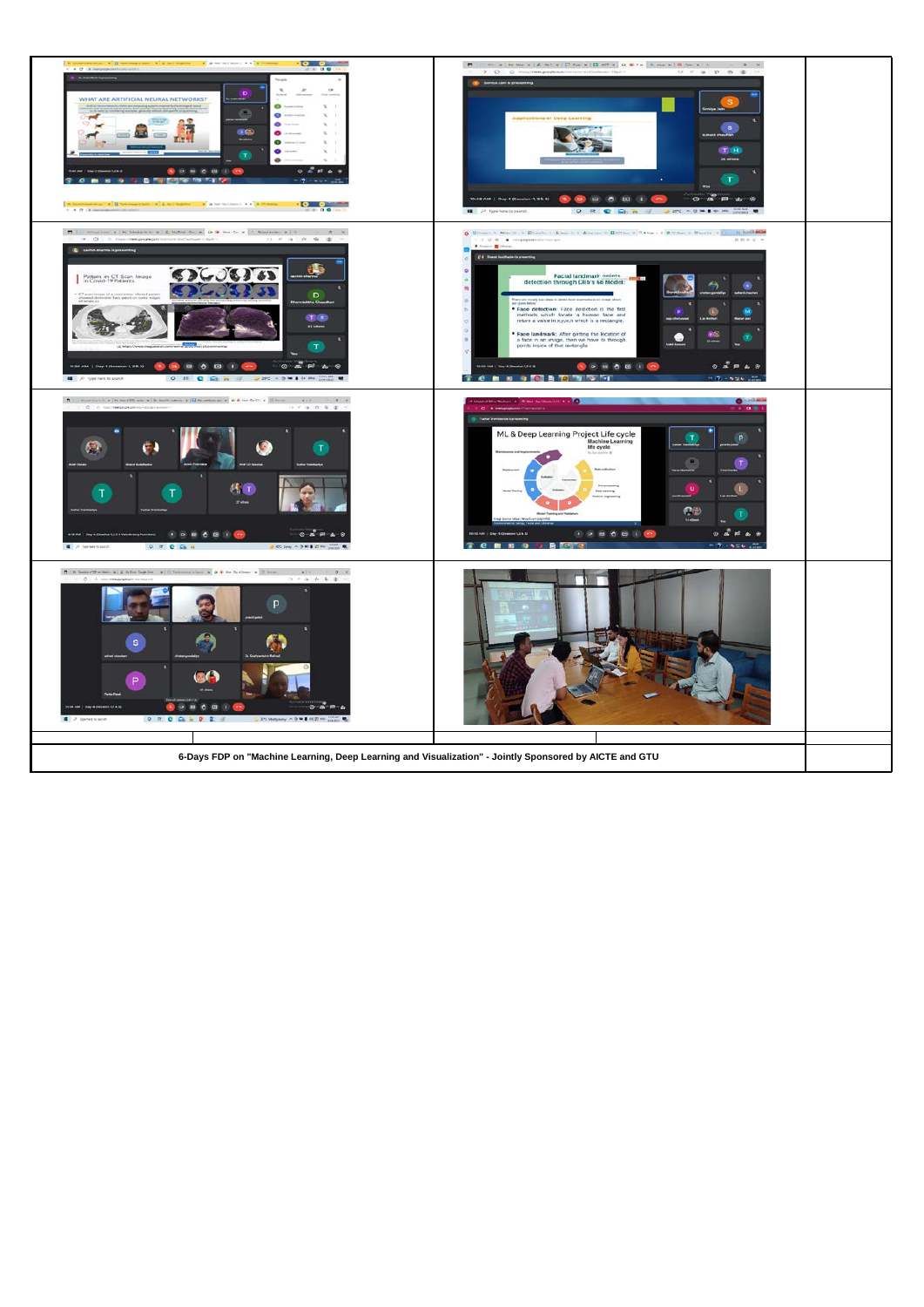6-Days FDP on "Machine Learning, Deep Learning and Visualization" - Jointly Sponsored by AICTE and GTU